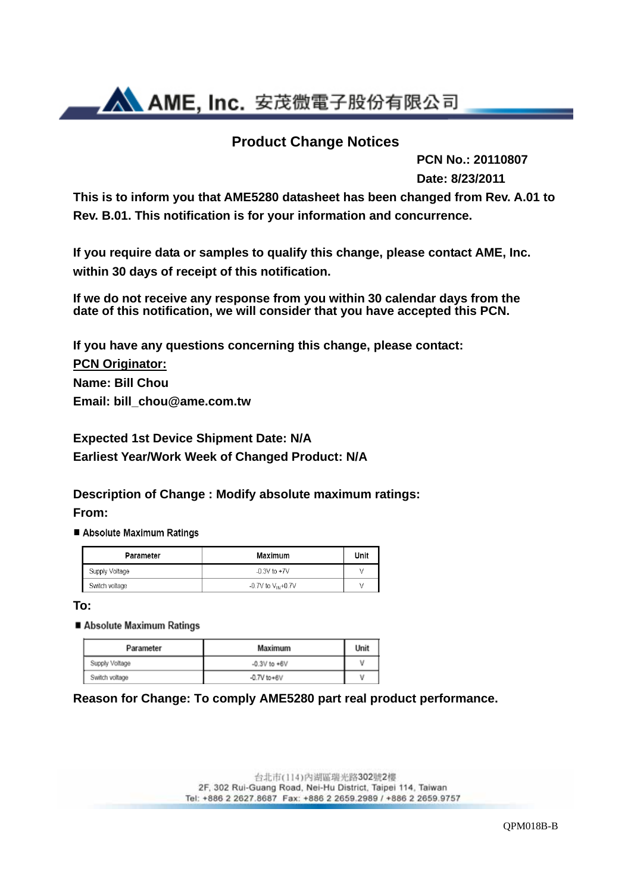AME, Inc. 安茂微電子股份有限公司

# Product Change Notices

**PCN No.: 20110807**

**Date: 8/23/2011**

**This is to inform you that AME5280 datasheet has been changed from Rev. A.01 to Rev. B.01. This notification is for your information and concurrence.**

**If you require data or samples to qualify this change, please contact AME, Inc. within 30 days of receipt of this notification.**

**If we do not receive any response from you within 30 calendar days from the date of this notification, we will consider that you have accepted this PCN.**

**If you have any questions concerning this change, please contact:**

**<u>PCN Originator:</u>**

**Name: Bill Chou**

**Email: bill_chou@ame.com.tw**

**Expected 1st Device Shipment Date: N/A**

**Earliest Year/Work Week of Changed Product: N/A**

**Description of Change : Modify absolute maximum ratings:**

**From:**

■ **Absolute Maximum Ratings**

| Parameter | Maximum | Unit |
|---|---|---|
| Supply Voltage | -0.3V to +7V | V |
| Switch voltage | -0.7V to $V_{IN}$+0.7V | V |

**To:**

■ **Absolute Maximum Ratings**

| Parameter | Maximum | Unit |
|---|---|---|
| Supply Voltage | -0.3V to +6V | V |
| Switch voltage | -0.7V to +6V | V |

**Reason for Change: To comply AME5280 part real product performance.**

台北市(114)內湖區瑞光路302號2樓
2F, 302 Rui-Guang Road, Nei-Hu District, Taipei 114, Taiwan
Tel: +886 2 2627.8687 Fax: +886 2 2659.2989 / +886 2 2659.9757

QPM018B-B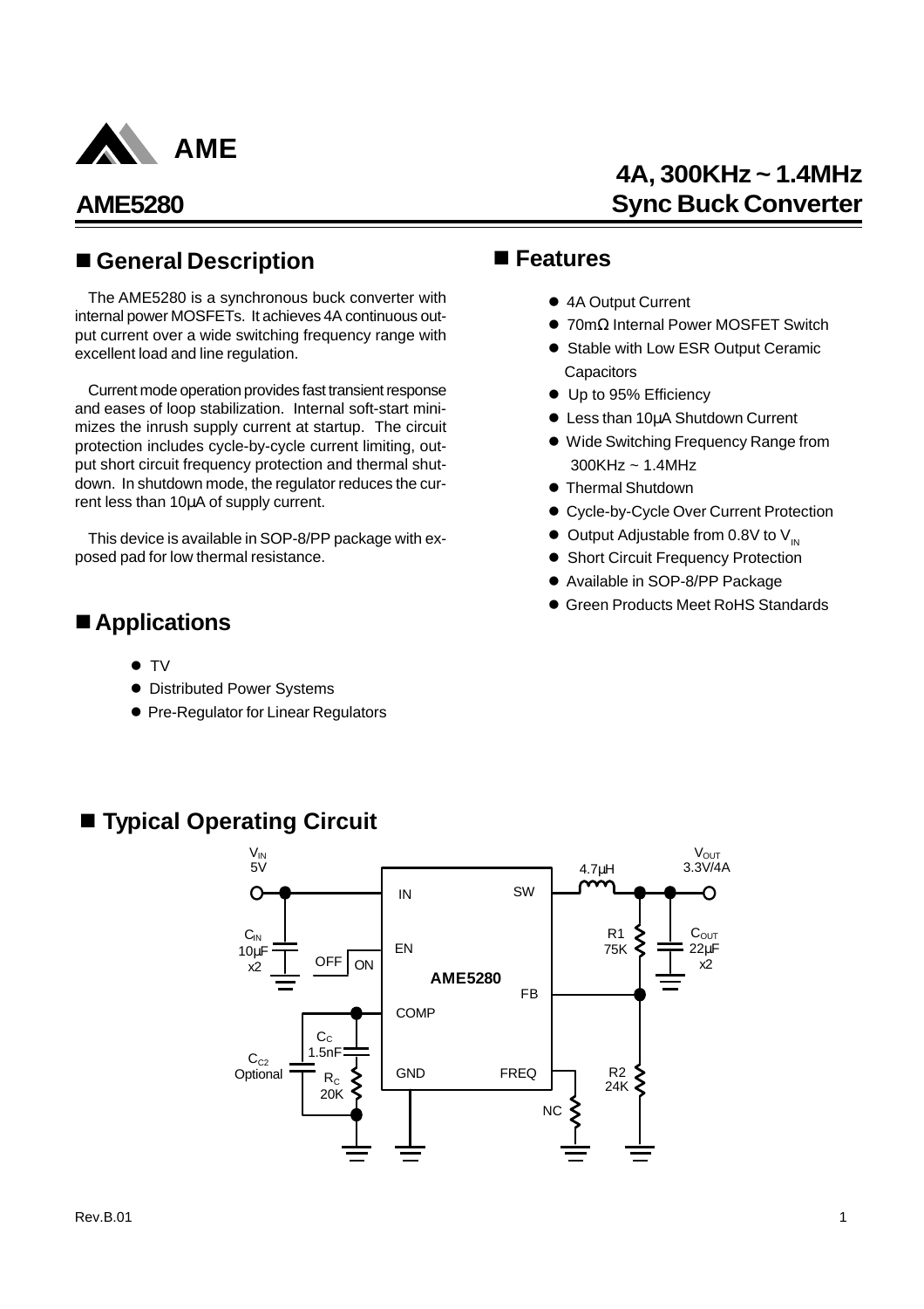# AME5280

## 4A, 300KHz ~ 1.4MHz Sync Buck Converter

## ■ General Description

The AME5280 is a synchronous buck converter with internal power MOSFETs. It achieves 4A continuous output current over a wide switching frequency range with excellent load and line regulation.

Current mode operation provides fast transient response and eases of loop stabilization. Internal soft-start minimizes the inrush supply current at startup. The circuit protection includes cycle-by-cycle current limiting, output short circuit frequency protection and thermal shutdown. In shutdown mode, the regulator reduces the current less than 10µA of supply current.

This device is available in SOP-8/PP package with exposed pad for low thermal resistance.

## ■ Features

- 4A Output Current
- 70mΩ Internal Power MOSFET Switch
- Stable with Low ESR Output Ceramic Capacitors
- Up to 95% Efficiency
- Less than 10µA Shutdown Current
- Wide Switching Frequency Range from 300KHz ~ 1.4MHz
- Thermal Shutdown
- Cycle-by-Cycle Over Current Protection
- Output Adjustable from 0.8V to $V_{IN}$
- Short Circuit Frequency Protection
- Available in SOP-8/PP Package
- Green Products Meet RoHS Standards

## ■ Applications

- TV
- Distributed Power Systems
- Pre-Regulator for Linear Regulators

## ■ Typical Operating Circuit

$V_{IN}$ 5V, $C_{IN}$ 10µF x2, OFF / ON, IN, EN, COMP, GND, AME5280, SW, FB, FREQ, 4.7µH, $V_{OUT}$ 3.3V/4A, R1 75K, R2 24K, $C_{OUT}$ 22µF x2, $C_C$ 1.5nF, $R_C$ 20K, $C_{C2}$ Optional, NC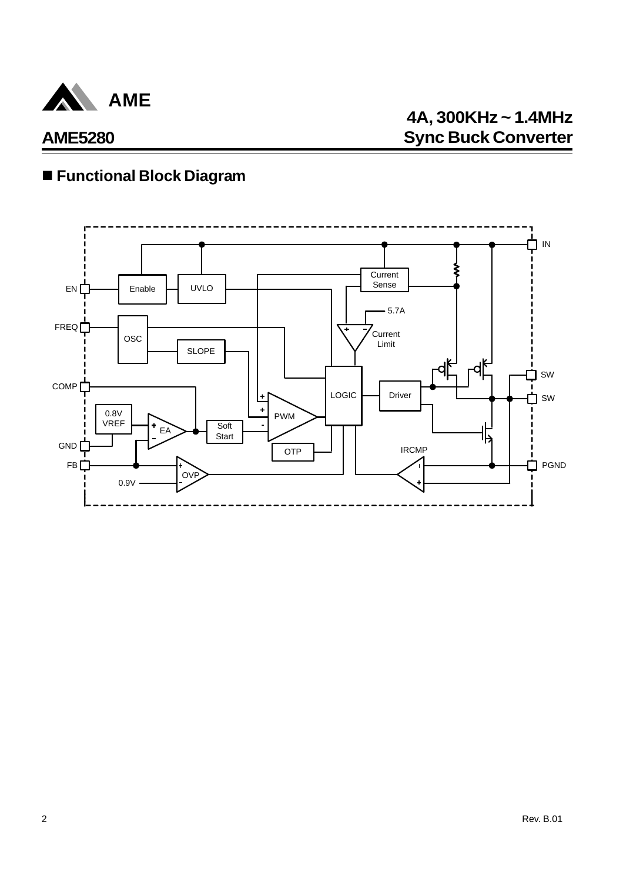## ■ Functional Block Diagram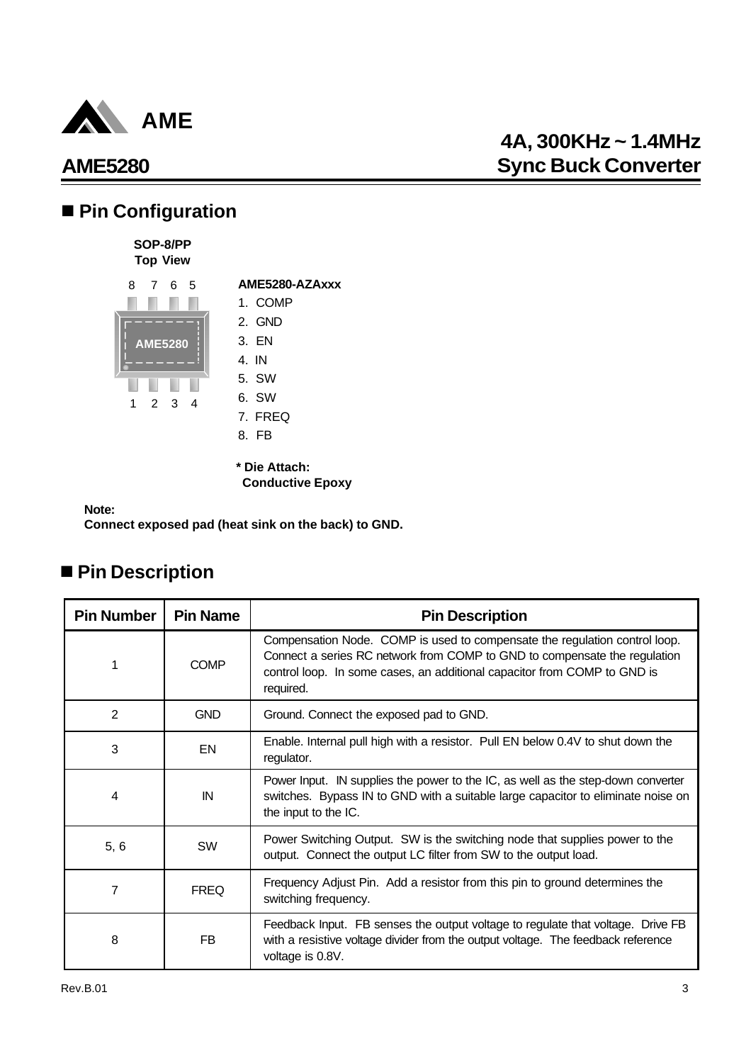## ■ Pin Configuration

**SOP-8/PP**
**Top View**

8 7 6 5

AME5280

1 2 3 4

**AME5280-AZAxxx**

1. COMP
2. GND
3. EN
4. IN
5. SW
6. SW
7. FREQ
8. FB

**\* Die Attach:**
**Conductive Epoxy**

**Note:**
**Connect exposed pad (heat sink on the back) to GND.**

## ■ Pin Description

| Pin Number | Pin Name | Pin Description |
|---|---|---|
| 1 | COMP | Compensation Node. COMP is used to compensate the regulation control loop. Connect a series RC network from COMP to GND to compensate the regulation control loop. In some cases, an additional capacitor from COMP to GND is required. |
| 2 | GND | Ground. Connect the exposed pad to GND. |
| 3 | EN | Enable. Internal pull high with a resistor. Pull EN below 0.4V to shut down the regulator. |
| 4 | IN | Power Input. IN supplies the power to the IC, as well as the step-down converter switches. Bypass IN to GND with a suitable large capacitor to eliminate noise on the input to the IC. |
| 5, 6 | SW | Power Switching Output. SW is the switching node that supplies power to the output. Connect the output LC filter from SW to the output load. |
| 7 | FREQ | Frequency Adjust Pin. Add a resistor from this pin to ground determines the switching frequency. |
| 8 | FB | Feedback Input. FB senses the output voltage to regulate that voltage. Drive FB with a resistive voltage divider from the output voltage. The feedback reference voltage is 0.8V. |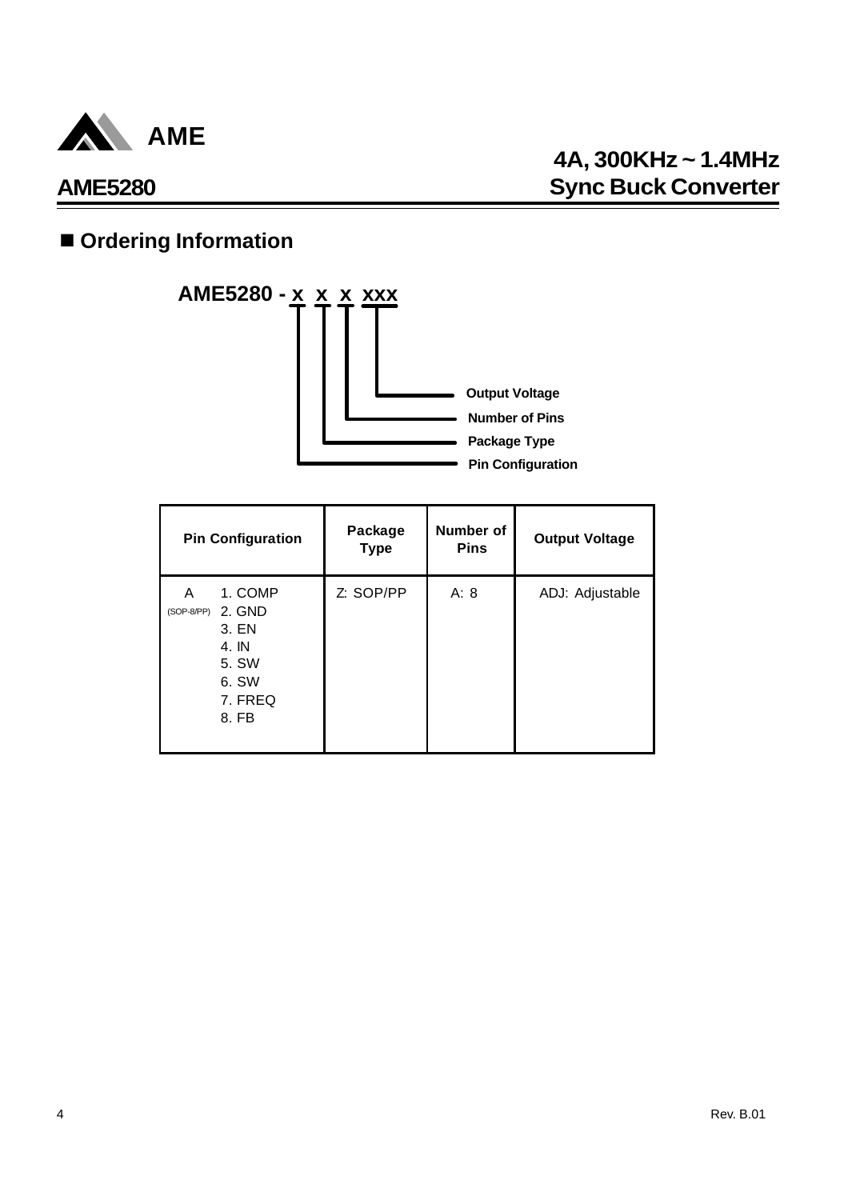## ■ Ordering Information

**AME5280 - x x x xxx**

- Output Voltage
- Number of Pins
- Package Type
- Pin Configuration

| Pin Configuration | Package Type | Number of Pins | Output Voltage |
|---|---|---|---|
| A (SOP-8/PP) 1. COMP<br>2. GND<br>3. EN<br>4. IN<br>5. SW<br>6. SW<br>7. FREQ<br>8. FB | Z: SOP/PP | A: 8 | ADJ: Adjustable |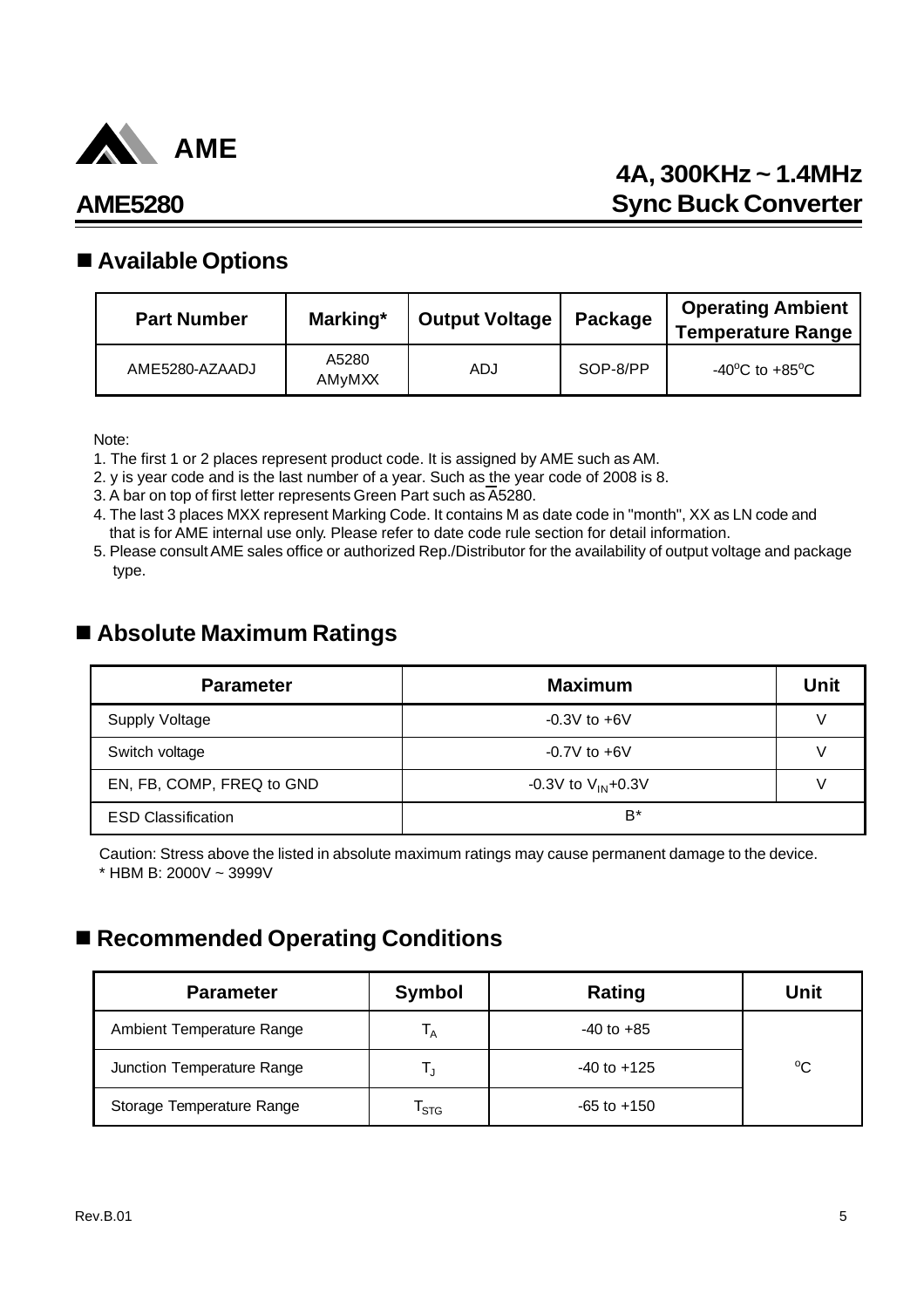## ■ Available Options

| Part Number | Marking* | Output Voltage | Package | Operating Ambient Temperature Range |
|---|---|---|---|---|
| AME5280-AZAADJ | A5280 AMyMXX | ADJ | SOP-8/PP | -40°C to +85°C |

Note:

1. The first 1 or 2 places represent product code. It is assigned by AME such as AM.
2. y is year code and is the last number of a year. Such as the year code of 2008 is 8.
3. A bar on top of first letter represents Green Part such as $\overline{A}$5280.
4. The last 3 places MXX represent Marking Code. It contains M as date code in "month", XX as LN code and that is for AME internal use only. Please refer to date code rule section for detail information.
5. Please consult AME sales office or authorized Rep./Distributor for the availability of output voltage and package type.

## ■ Absolute Maximum Ratings

| Parameter | Maximum | Unit |
|---|---|---|
| Supply Voltage | -0.3V to +6V | V |
| Switch voltage | -0.7V to +6V | V |
| EN, FB, COMP, FREQ to GND | -0.3V to $V_{IN}$+0.3V | V |
| ESD Classification | B* | |

Caution: Stress above the listed in absolute maximum ratings may cause permanent damage to the device.
* HBM B: 2000V ~ 3999V

## ■ Recommended Operating Conditions

| Parameter | Symbol | Rating | Unit |
|---|---|---|---|
| Ambient Temperature Range | $T_A$ | -40 to +85 | °C |
| Junction Temperature Range | $T_J$ | -40 to +125 | °C |
| Storage Temperature Range | $T_{STG}$ | -65 to +150 | °C |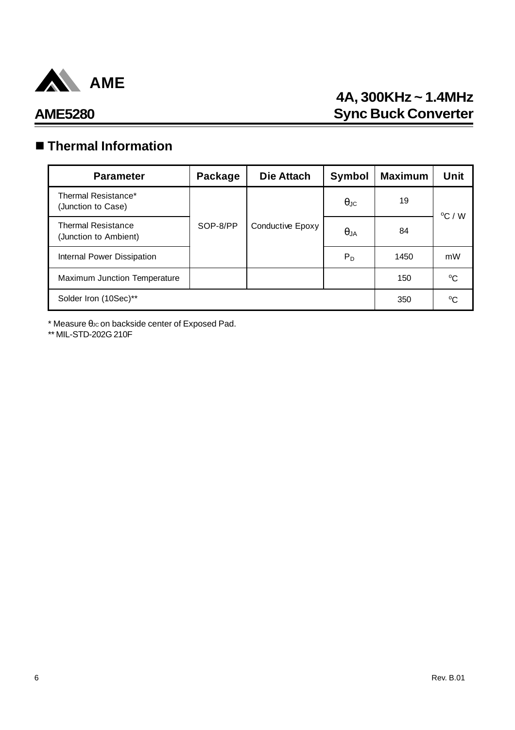## ■ Thermal Information

| Parameter | Package | Die Attach | Symbol | Maximum | Unit |
|---|---|---|---|---|---|
| Thermal Resistance* (Junction to Case) | SOP-8/PP | Conductive Epoxy | $\theta_{JC}$ | 19 | $^oC$ / W |
| Thermal Resistance (Junction to Ambient) | SOP-8/PP | Conductive Epoxy | $\theta_{JA}$ | 84 | $^oC$ / W |
| Internal Power Dissipation | SOP-8/PP | Conductive Epoxy | $P_D$ | 1450 | mW |
| Maximum Junction Temperature | | | | 150 | $^oC$ |
| Solder Iron (10Sec)** | | | | 350 | $^oC$ |

* Measure $\theta_{JC}$ on backside center of Exposed Pad.

** MIL-STD-202G 210F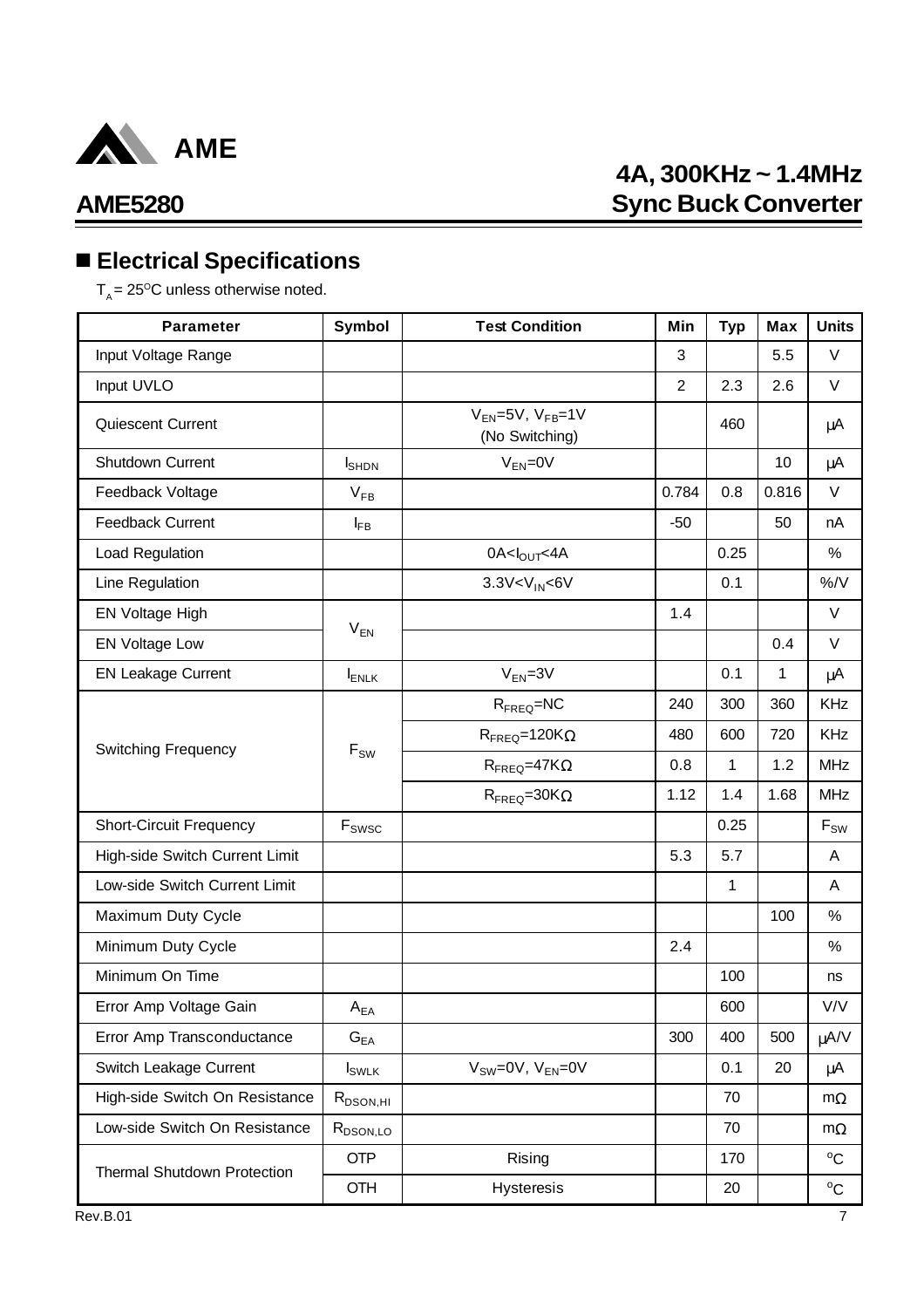## ■ Electrical Specifications

$T_A$ = 25°C unless otherwise noted.

| Parameter | Symbol | Test Condition | Min | Typ | Max | Units |
|---|---|---|---|---|---|---|
| Input Voltage Range | | | 3 | | 5.5 | V |
| Input UVLO | | | 2 | 2.3 | 2.6 | V |
| Quiescent Current | | $V_{EN}$=5V, $V_{FB}$=1V (No Switching) | | 460 | | μA |
| Shutdown Current | $I_{SHDN}$ | $V_{EN}$=0V | | | 10 | μA |
| Feedback Voltage | $V_{FB}$ | | 0.784 | 0.8 | 0.816 | V |
| Feedback Current | $I_{FB}$ | | -50 | | 50 | nA |
| Load Regulation | | 0A<$I_{OUT}$<4A | | 0.25 | | % |
| Line Regulation | | 3.3V<$V_{IN}$<6V | | 0.1 | | %/V |
| EN Voltage High | $V_{EN}$ | | 1.4 | | | V |
| EN Voltage Low | | | | | 0.4 | V |
| EN Leakage Current | $I_{ENLK}$ | $V_{EN}$=3V | | 0.1 | 1 | μA |
| Switching Frequency | $F_{SW}$ | $R_{FREQ}$=NC | 240 | 300 | 360 | KHz |
| | | $R_{FREQ}$=120KΩ | 480 | 600 | 720 | KHz |
| | | $R_{FREQ}$=47KΩ | 0.8 | 1 | 1.2 | MHz |
| | | $R_{FREQ}$=30KΩ | 1.12 | 1.4 | 1.68 | MHz |
| Short-Circuit Frequency | $F_{SWSC}$ | | | 0.25 | | $F_{SW}$ |
| High-side Switch Current Limit | | | 5.3 | 5.7 | | A |
| Low-side Switch Current Limit | | | | 1 | | A |
| Maximum Duty Cycle | | | | | 100 | % |
| Minimum Duty Cycle | | | 2.4 | | | % |
| Minimum On Time | | | | 100 | | ns |
| Error Amp Voltage Gain | $A_{EA}$ | | | 600 | | V/V |
| Error Amp Transconductance | $G_{EA}$ | | 300 | 400 | 500 | μA/V |
| Switch Leakage Current | $I_{SWLK}$ | $V_{SW}$=0V, $V_{EN}$=0V | | 0.1 | 20 | μA |
| High-side Switch On Resistance | $R_{DSON,HI}$ | | | 70 | | mΩ |
| Low-side Switch On Resistance | $R_{DSON,LO}$ | | | 70 | | mΩ |
| Thermal Shutdown Protection | OTP | Rising | | 170 | | °C |
| | OTH | Hysteresis | | 20 | | °C |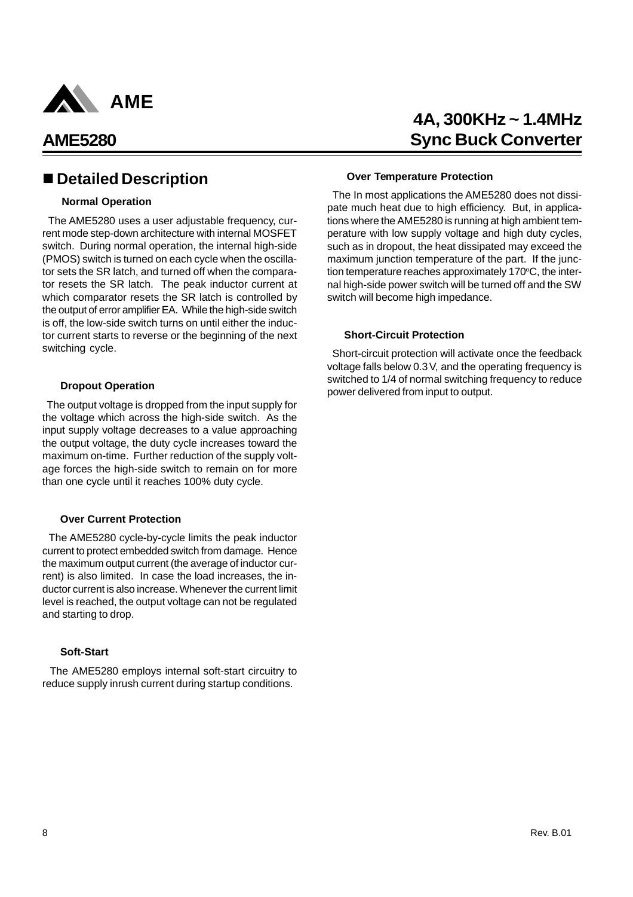## ■ Detailed Description

### Normal Operation

The AME5280 uses a user adjustable frequency, current mode step-down architecture with internal MOSFET switch. During normal operation, the internal high-side (PMOS) switch is turned on each cycle when the oscillator sets the SR latch, and turned off when the comparator resets the SR latch. The peak inductor current at which comparator resets the SR latch is controlled by the output of error amplifier EA. While the high-side switch is off, the low-side switch turns on until either the inductor current starts to reverse or the beginning of the next switching cycle.

### Dropout Operation

The output voltage is dropped from the input supply for the voltage which across the high-side switch. As the input supply voltage decreases to a value approaching the output voltage, the duty cycle increases toward the maximum on-time. Further reduction of the supply voltage forces the high-side switch to remain on for more than one cycle until it reaches 100% duty cycle.

### Over Current Protection

The AME5280 cycle-by-cycle limits the peak inductor current to protect embedded switch from damage. Hence the maximum output current (the average of inductor current) is also limited. In case the load increases, the inductor current is also increase. Whenever the current limit level is reached, the output voltage can not be regulated and starting to drop.

### Soft-Start

The AME5280 employs internal soft-start circuitry to reduce supply inrush current during startup conditions.

### Over Temperature Protection

The In most applications the AME5280 does not dissipate much heat due to high efficiency. But, in applications where the AME5280 is running at high ambient temperature with low supply voltage and high duty cycles, such as in dropout, the heat dissipated may exceed the maximum junction temperature of the part. If the junction temperature reaches approximately 170°C, the internal high-side power switch will be turned off and the SW switch will become high impedance.

### Short-Circuit Protection

Short-circuit protection will activate once the feedback voltage falls below 0.3V, and the operating frequency is switched to 1/4 of normal switching frequency to reduce power delivered from input to output.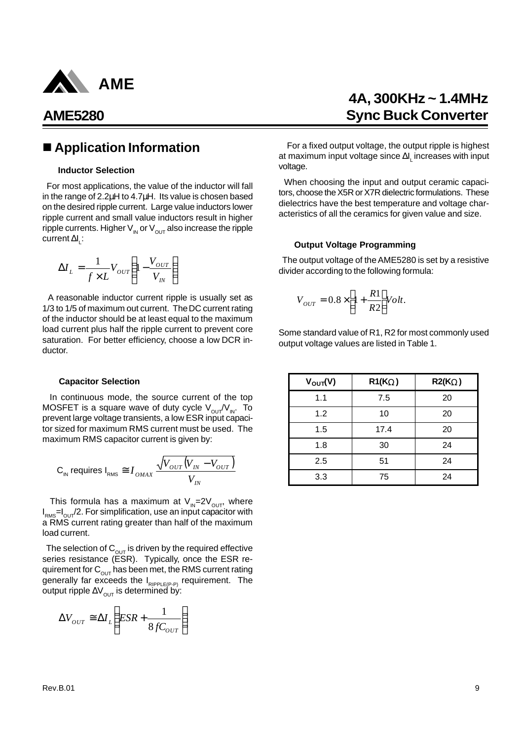## ■ Application Information

### Inductor Selection

For most applications, the value of the inductor will fall in the range of 2.2μH to 4.7μH. Its value is chosen based on the desired ripple current. Large value inductors lower ripple current and small value inductors result in higher ripple currents. Higher $V_{IN}$ or $V_{OUT}$ also increase the ripple current $\Delta I_L$:

$$\Delta I_L = \frac{1}{f \times L} V_{OUT} \left( 1 - \frac{V_{OUT}}{V_{IN}} \right)$$

A reasonable inductor current ripple is usually set as 1/3 to 1/5 of maximum out current. The DC current rating of the inductor should be at least equal to the maximum load current plus half the ripple current to prevent core saturation. For better efficiency, choose a low DCR inductor.

### Capacitor Selection

In continuous mode, the source current of the top MOSFET is a square wave of duty cycle $V_{OUT}/V_{IN}$. To prevent large voltage transients, a low ESR input capacitor sized for maximum RMS current must be used. The maximum RMS capacitor current is given by:

$$C_{IN} \text{ requires } I_{RMS} \cong I_{OMAX} \frac{\sqrt{V_{OUT}(V_{IN} - V_{OUT})}}{V_{IN}}$$

This formula has a maximum at $V_{IN}=2V_{OUT}$, where $I_{RMS}=I_{OUT}/2$. For simplification, use an input capacitor with a RMS current rating greater than half of the maximum load current.

The selection of $C_{OUT}$ is driven by the required effective series resistance (ESR). Typically, once the ESR requirement for $C_{OUT}$ has been met, the RMS current rating generally far exceeds the $I_{RIPPLE(P-P)}$ requirement. The output ripple $\Delta V_{OUT}$ is determined by:

$$\Delta V_{OUT} \cong \Delta I_L \left( ESR + \frac{1}{8 f C_{OUT}} \right)$$

For a fixed output voltage, the output ripple is highest at maximum input voltage since $\Delta I_L$ increases with input voltage.

When choosing the input and output ceramic capacitors, choose the X5R or X7R dielectric formulations. These dielectrics have the best temperature and voltage characteristics of all the ceramics for given value and size.

### Output Voltage Programming

The output voltage of the AME5280 is set by a resistive divider according to the following formula:

$$V_{OUT} = 0.8 \times \left( 1 + \frac{R1}{R2} \right) Volt.$$

Some standard value of R1, R2 for most commonly used output voltage values are listed in Table 1.

| $V_{OUT}$(V) | R1(KΩ) | R2(KΩ) |
|---|---|---|
| 1.1 | 7.5 | 20 |
| 1.2 | 10 | 20 |
| 1.5 | 17.4 | 20 |
| 1.8 | 30 | 24 |
| 2.5 | 51 | 24 |
| 3.3 | 75 | 24 |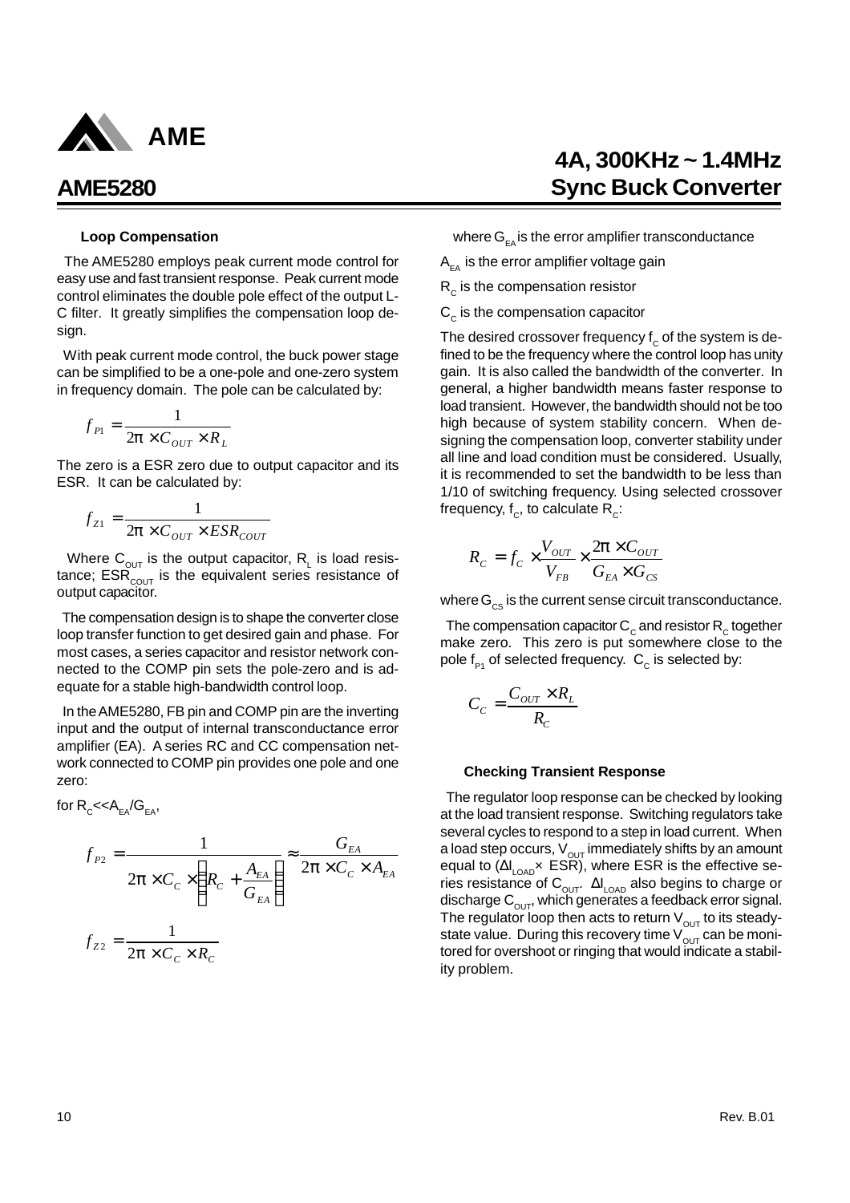### Loop Compensation

The AME5280 employs peak current mode control for easy use and fast transient response. Peak current mode control eliminates the double pole effect of the output L-C filter. It greatly simplifies the compensation loop design.

With peak current mode control, the buck power stage can be simplified to be a one-pole and one-zero system in frequency domain. The pole can be calculated by:

$$f_{P1} = \frac{1}{2\pi \times C_{OUT} \times R_L}$$

The zero is a ESR zero due to output capacitor and its ESR. It can be calculated by:

$$f_{Z1} = \frac{1}{2\pi \times C_{OUT} \times ESR_{COUT}}$$

Where $C_{OUT}$ is the output capacitor, $R_L$ is load resistance; $ESR_{COUT}$ is the equivalent series resistance of output capacitor.

The compensation design is to shape the converter close loop transfer function to get desired gain and phase. For most cases, a series capacitor and resistor network connected to the COMP pin sets the pole-zero and is adequate for a stable high-bandwidth control loop.

In the AME5280, FB pin and COMP pin are the inverting input and the output of internal transconductance error amplifier (EA). A series RC and CC compensation network connected to COMP pin provides one pole and one zero:

for $R_C << A_{EA}/G_{EA}$,

$$f_{P2} = \frac{1}{2\pi \times C_C \times \left(R_C + \frac{A_{EA}}{G_{EA}}\right)} \approx \frac{G_{EA}}{2\pi \times C_C \times A_{EA}}$$

$$f_{Z2} = \frac{1}{2\pi \times C_C \times R_C}$$

where $G_{EA}$ is the error amplifier transconductance

$A_{EA}$ is the error amplifier voltage gain

$R_C$ is the compensation resistor

$C_C$ is the compensation capacitor

The desired crossover frequency $f_C$ of the system is defined to be the frequency where the control loop has unity gain. It is also called the bandwidth of the converter. In general, a higher bandwidth means faster response to load transient. However, the bandwidth should not be too high because of system stability concern. When designing the compensation loop, converter stability under all line and load condition must be considered. Usually, it is recommended to set the bandwidth to be less than 1/10 of switching frequency. Using selected crossover frequency, $f_C$, to calculate $R_C$:

$$R_C = f_C \times \frac{V_{OUT}}{V_{FB}} \times \frac{2\pi \times C_{OUT}}{G_{EA} \times G_{CS}}$$

where $G_{CS}$ is the current sense circuit transconductance.

The compensation capacitor $C_C$ and resistor $R_C$ together make zero. This zero is put somewhere close to the pole $f_{P1}$ of selected frequency. $C_C$ is selected by:

$$C_C = \frac{C_{OUT} \times R_L}{R_C}$$

### Checking Transient Response

The regulator loop response can be checked by looking at the load transient response. Switching regulators take several cycles to respond to a step in load current. When a load step occurs, $V_{OUT}$ immediately shifts by an amount equal to ($\Delta I_{LOAD} \times$ ESR), where ESR is the effective series resistance of $C_{OUT}$. $\Delta I_{LOAD}$ also begins to charge or discharge $C_{OUT}$, which generates a feedback error signal. The regulator loop then acts to return $V_{OUT}$ to its steady-state value. During this recovery time $V_{OUT}$ can be monitored for overshoot or ringing that would indicate a stability problem.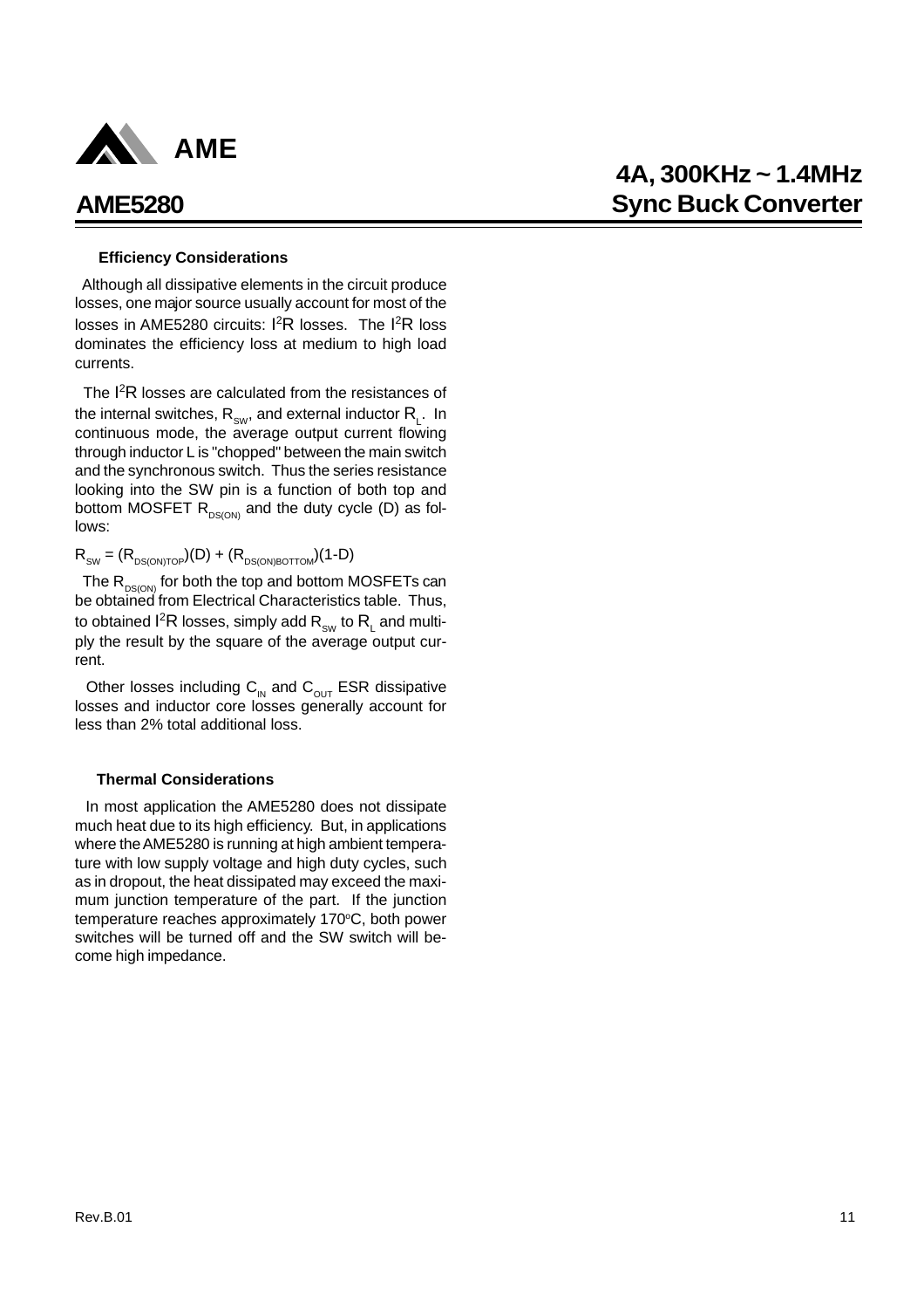### Efficiency Considerations

Although all dissipative elements in the circuit produce losses, one major source usually account for most of the losses in AME5280 circuits: $I^2R$ losses. The $I^2R$ loss dominates the efficiency loss at medium to high load currents.

The $I^2R$ losses are calculated from the resistances of the internal switches, $R_{SW}$, and external inductor $R_L$. In continuous mode, the average output current flowing through inductor L is "chopped" between the main switch and the synchronous switch. Thus the series resistance looking into the SW pin is a function of both top and bottom MOSFET $R_{DS(ON)}$ and the duty cycle (D) as follows:

$$R_{SW} = (R_{DS(ON)TOP})(D) + (R_{DS(ON)BOTTOM})(1\text{-}D)$$

The $R_{DS(ON)}$ for both the top and bottom MOSFETs can be obtained from Electrical Characteristics table. Thus, to obtained $I^2R$ losses, simply add $R_{SW}$ to $R_L$ and multiply the result by the square of the average output current.

Other losses including $C_{IN}$ and $C_{OUT}$ ESR dissipative losses and inductor core losses generally account for less than 2% total additional loss.

### Thermal Considerations

In most application the AME5280 does not dissipate much heat due to its high efficiency. But, in applications where the AME5280 is running at high ambient temperature with low supply voltage and high duty cycles, such as in dropout, the heat dissipated may exceed the maximum junction temperature of the part. If the junction temperature reaches approximately 170°C, both power switches will be turned off and the SW switch will become high impedance.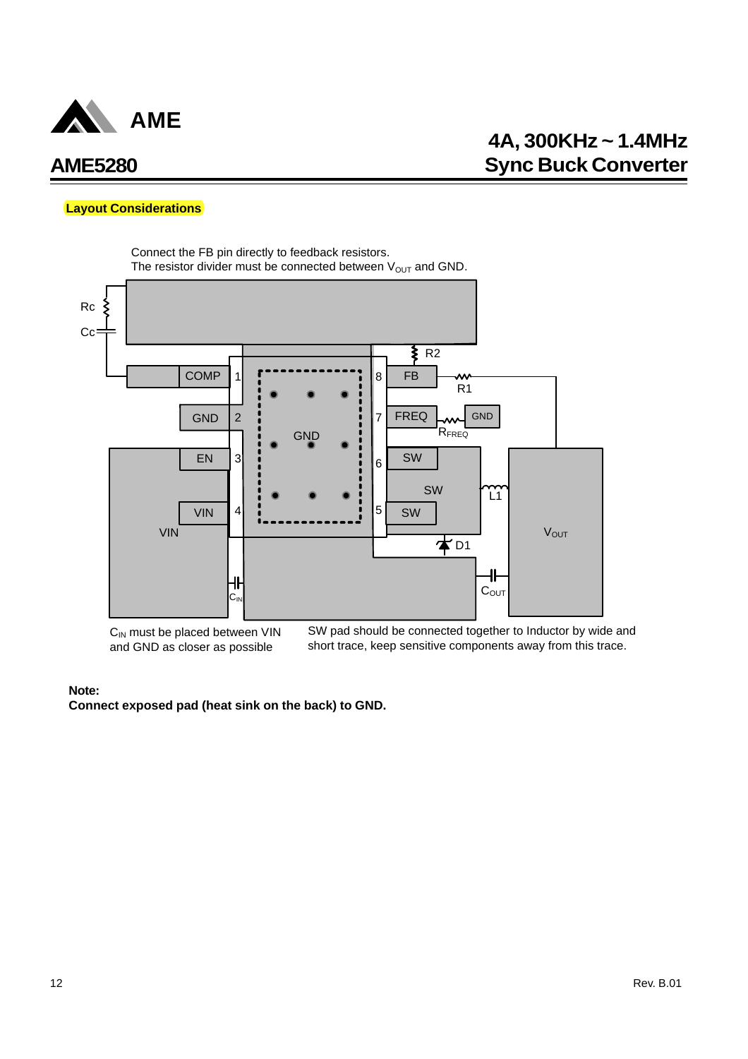## Layout Considerations

Connect the FB pin directly to feedback resistors.
The resistor divider must be connected between $V_{OUT}$ and GND.

Rc

Cc

R2

COMP 1

8 FB

R1

GND 2

GND

7 FREQ

$R_{FREQ}$

GND

EN 3

6 SW

SW

L1

VIN 4

5 SW

VIN

D1

$V_{OUT}$

$C_{IN}$

$C_{OUT}$

$C_{IN}$ must be placed between VIN and GND as closer as possible

SW pad should be connected together to Inductor by wide and short trace, keep sensitive components away from this trace.

**Note:**
**Connect exposed pad (heat sink on the back) to GND.**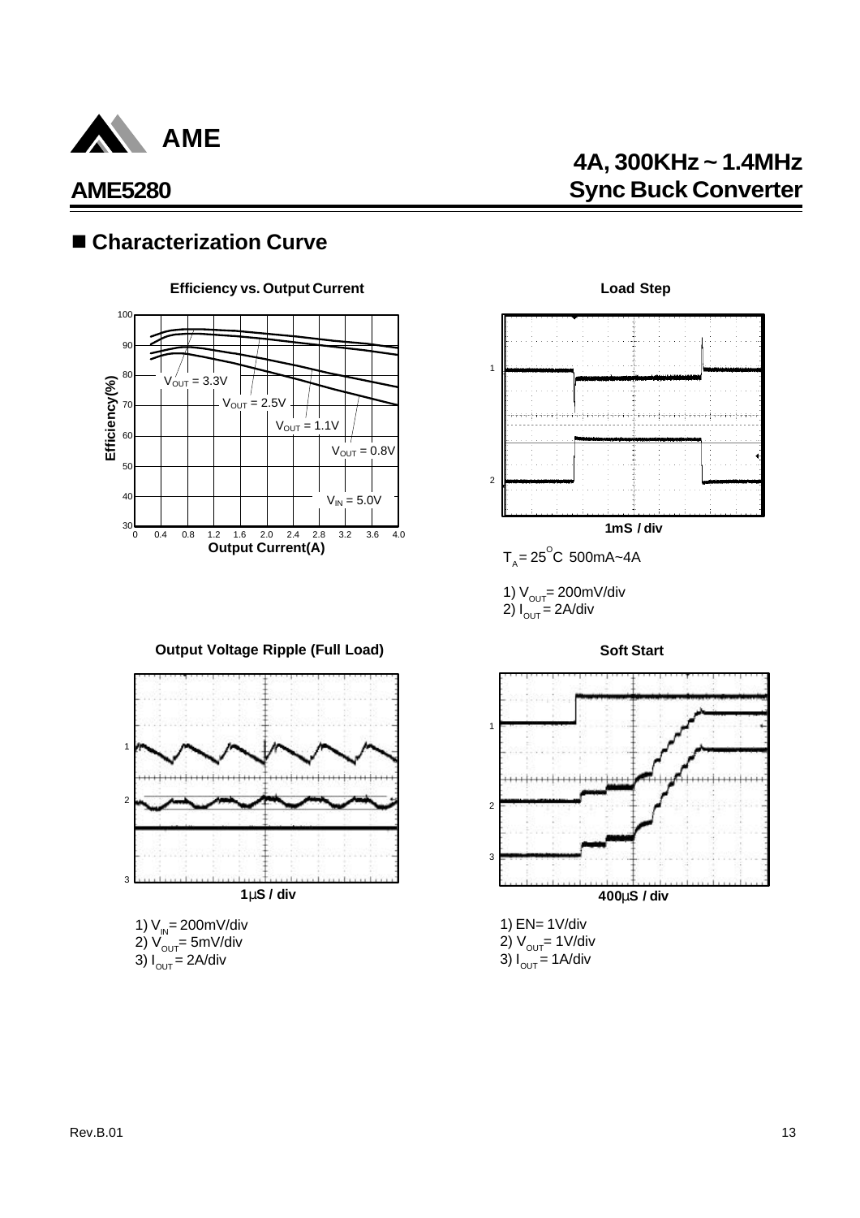## ■ Characterization Curve

**Efficiency vs. Output Current**

$V_{OUT}$ = 3.3V, $V_{OUT}$ = 2.5V, $V_{OUT}$ = 1.1V, $V_{OUT}$ = 0.8V, $V_{IN}$ = 5.0V

Efficiency(%) vs. Output Current(A)

**Load Step**

1mS / div

$T_A = 25^{O}C$ 500mA~4A

1) $V_{OUT}$= 200mV/div
2) $I_{OUT}$ = 2A/div

**Output Voltage Ripple (Full Load)**

1μS / div

1) $V_{IN}$= 200mV/div
2) $V_{OUT}$= 5mV/div
3) $I_{OUT}$ = 2A/div

**Soft Start**

400μS / div

1) EN= 1V/div
2) $V_{OUT}$= 1V/div
3) $I_{OUT}$ = 1A/div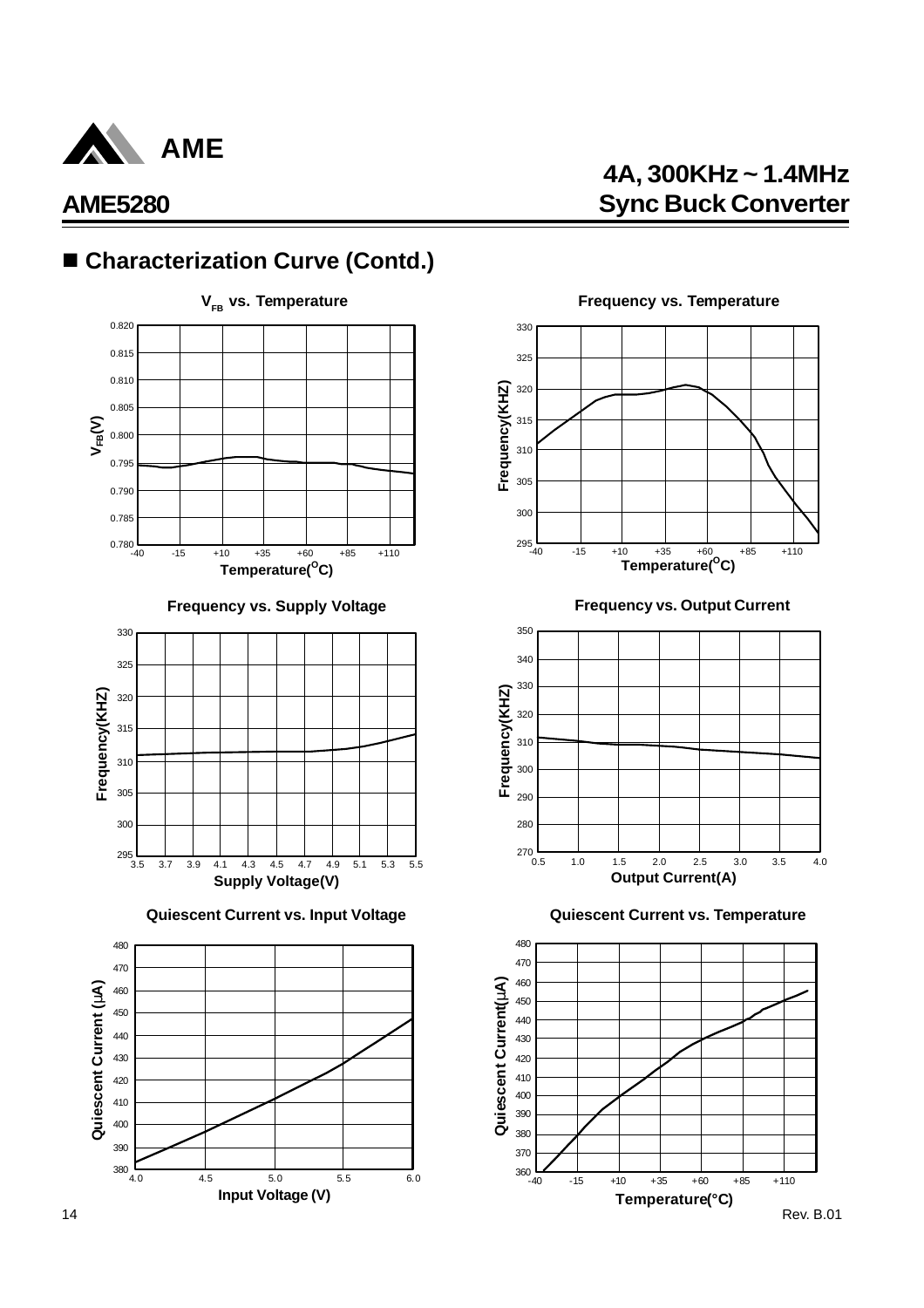## ■ Characterization Curve (Contd.)

$V_{FB}$ vs. Temperature

Frequency vs. Temperature

Frequency vs. Supply Voltage

Frequency vs. Output Current

Quiescent Current vs. Input Voltage

Quiescent Current vs. Temperature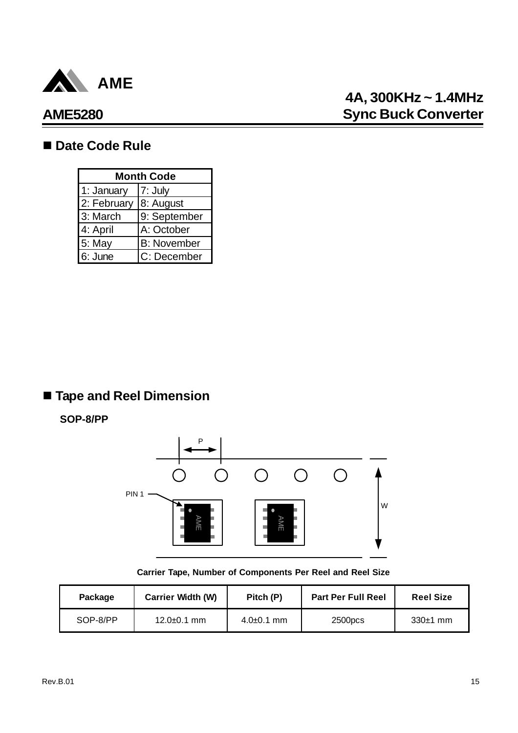## ■ Date Code Rule

| Month Code | |
|---|---|
| 1: January | 7: July |
| 2: February | 8: August |
| 3: March | 9: September |
| 4: April | A: October |
| 5: May | B: November |
| 6: June | C: December |

## ■ Tape and Reel Dimension

**SOP-8/PP**

**Carrier Tape, Number of Components Per Reel and Reel Size**

| Package | Carrier Width (W) | Pitch (P) | Part Per Full Reel | Reel Size |
|---|---|---|---|---|
| SOP-8/PP | 12.0±0.1 mm | 4.0±0.1 mm | 2500pcs | 330±1 mm |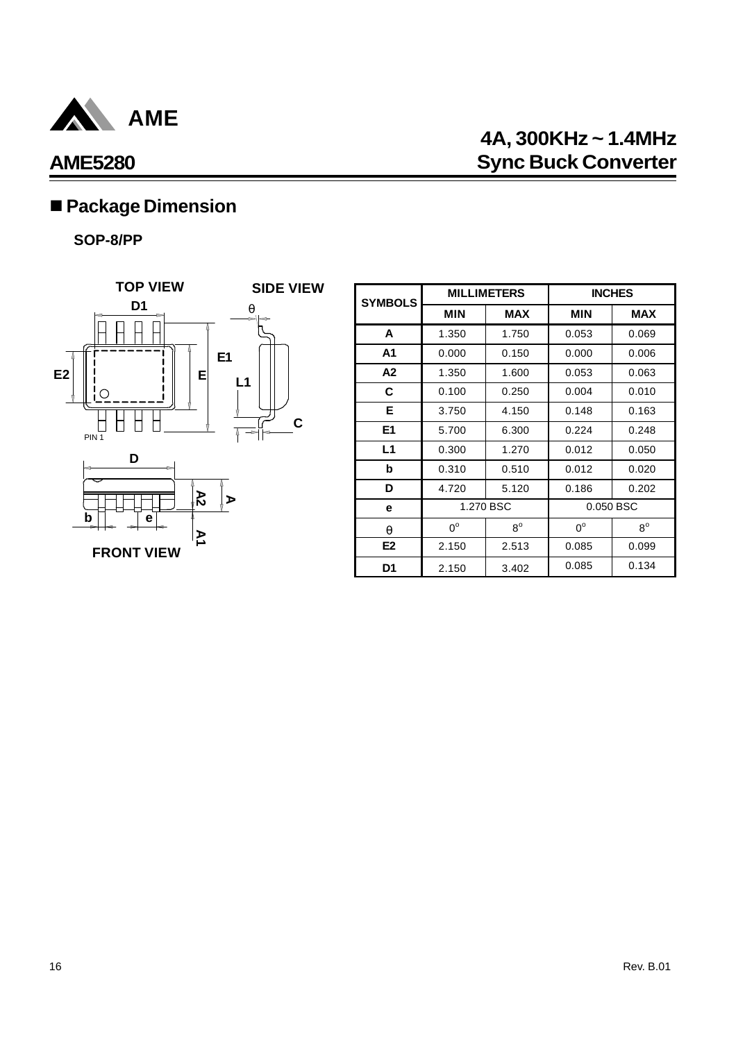## ■ Package Dimension

**SOP-8/PP**

| SYMBOLS | MILLIMETERS | | INCHES | |
|---|---|---|---|---|
| | MIN | MAX | MIN | MAX |
| A | 1.350 | 1.750 | 0.053 | 0.069 |
| A1 | 0.000 | 0.150 | 0.000 | 0.006 |
| A2 | 1.350 | 1.600 | 0.053 | 0.063 |
| C | 0.100 | 0.250 | 0.004 | 0.010 |
| E | 3.750 | 4.150 | 0.148 | 0.163 |
| E1 | 5.700 | 6.300 | 0.224 | 0.248 |
| L1 | 0.300 | 1.270 | 0.012 | 0.050 |
| b | 0.310 | 0.510 | 0.012 | 0.020 |
| D | 4.720 | 5.120 | 0.186 | 0.202 |
| e | 1.270 BSC | | 0.050 BSC | |
| θ | $0^o$ | $8^o$ | $0^o$ | $8^o$ |
| E2 | 2.150 | 2.513 | 0.085 | 0.099 |
| D1 | 2.150 | 3.402 | 0.085 | 0.134 |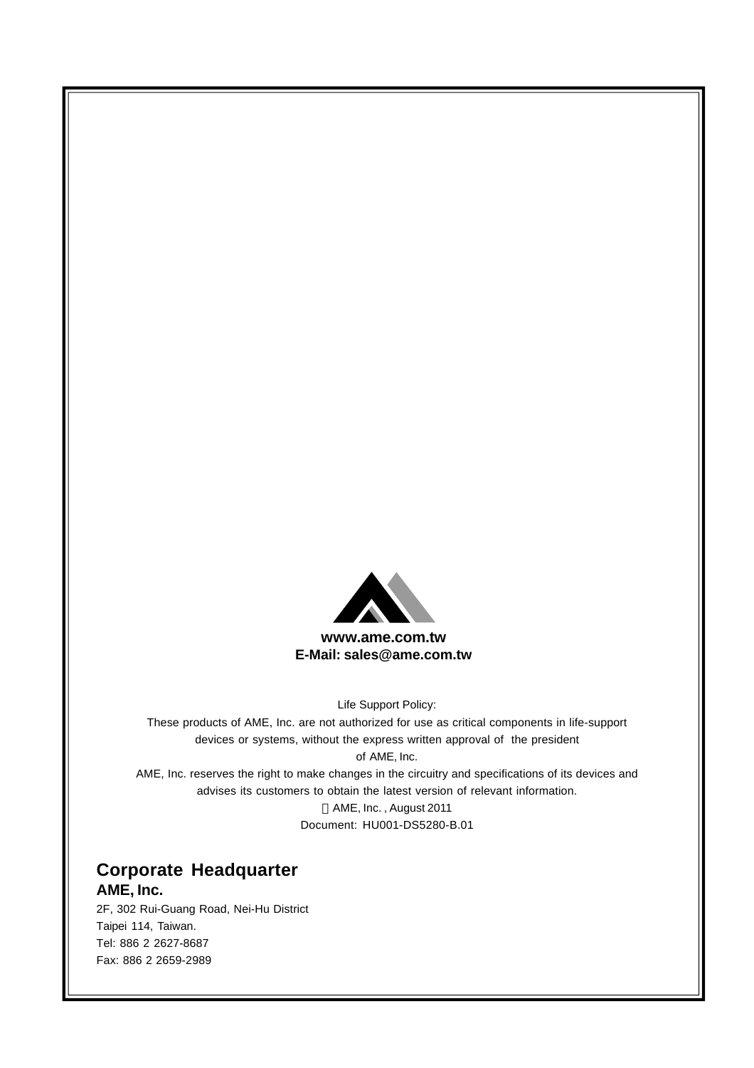**www.ame.com.tw**
**E-Mail: sales@ame.com.tw**

Life Support Policy:
These products of AME, Inc. are not authorized for use as critical components in life-support devices or systems, without the express written approval of the president of AME, Inc.
AME, Inc. reserves the right to make changes in the circuitry and specifications of its devices and advises its customers to obtain the latest version of relevant information.
Ⓒ AME, Inc. , August 2011
Document: HU001-DS5280-B.01

## Corporate Headquarter

**AME, Inc.**

2F, 302 Rui-Guang Road, Nei-Hu District
Taipei 114, Taiwan.
Tel: 886 2 2627-8687
Fax: 886 2 2659-2989